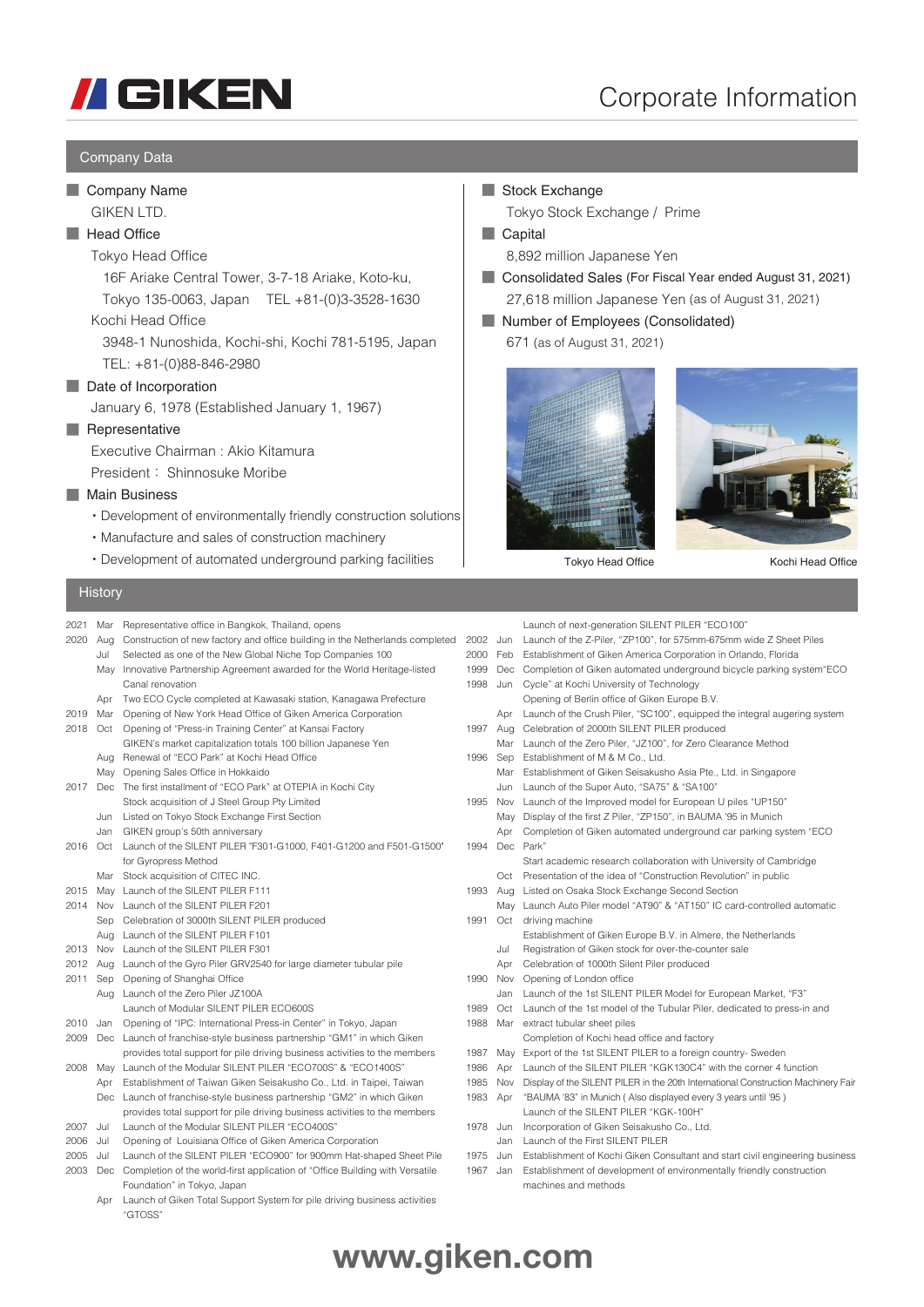# GIKEN

# Corporate Information

## Company Data

### Company Name
GIKEN LTD.

### Head Office
Tokyo Head Office
16F Ariake Central Tower, 3-7-18 Ariake, Koto-ku, Tokyo 135-0063, Japan TEL +81-(0)3-3528-1630

Kochi Head Office
3948-1 Nunoshida, Kochi-shi, Kochi 781-5195, Japan
TEL: +81-(0)88-846-2980

### Date of Incorporation
January 6, 1978 (Established January 1, 1967)

### Representative
Executive Chairman : Akio Kitamura
President： Shinnosuke Moribe

### Main Business
- Development of environmentally friendly construction solutions
- Manufacture and sales of construction machinery
- Development of automated underground parking facilities

### Stock Exchange
Tokyo Stock Exchange / Prime

### Capital
8,892 million Japanese Yen

### Consolidated Sales (For Fiscal Year ended August 31, 2021)
27,618 million Japanese Yen (as of August 31, 2021)

### Number of Employees (Consolidated)
671 (as of August 31, 2021)

Tokyo Head Office

Kochi Head Office

## History

| Year | Month | Event |
|---|---|---|
| 2021 | Mar | Representative office in Bangkok, Thailand, opens |
| 2020 | Aug | Construction of new factory and office building in the Netherlands completed |
| | Jul | Selected as one of the New Global Niche Top Companies 100 |
| | May | Innovative Partnership Agreement awarded for the World Heritage-listed Canal renovation |
| | Apr | Two ECO Cycle completed at Kawasaki station, Kanagawa Prefecture |
| 2019 | Mar | Opening of New York Head Office of Giken America Corporation |
| 2018 | Oct | Opening of "Press-in Training Center" at Kansai Factory |
| | | GIKEN's market capitalization totals 100 billion Japanese Yen |
| | Aug | Renewal of "ECO Park" at Kochi Head Office |
| | May | Opening Sales Office in Hokkaido |
| 2017 | Dec | The first installment of "ECO Park" at OTEPIA in Kochi City |
| | | Stock acquisition of J Steel Group Pty Limited |
| | Jun | Listed on Tokyo Stock Exchange First Section |
| | Jan | GIKEN group's 50th anniversary |
| 2016 | Oct | Launch of the SILENT PILER "F301-G1000, F401-G1200 and F501-G1500" for Gyropress Method |
| | Mar | Stock acquisition of CITEC INC. |
| 2015 | May | Launch of the SILENT PILER F111 |
| 2014 | Nov | Launch of the SILENT PILER F201 |
| | Sep | Celebration of 3000th SILENT PILER produced |
| | Aug | Launch of the SILENT PILER F101 |
| 2013 | Nov | Launch of the SILENT PILER F301 |
| 2012 | Aug | Launch of the Gyro Piler GRV2540 for large diameter tubular pile |
| 2011 | Sep | Opening of Shanghai Office |
| | Aug | Launch of the Zero Piler JZ100A |
| | | Launch of Modular SILENT PILER ECO600S |
| 2010 | Jan | Opening of "IPC: International Press-in Center" in Tokyo, Japan |
| 2009 | Dec | Launch of franchise-style business partnership "GM1" in which Giken provides total support for pile driving business activities to the members |
| 2008 | May | Launch of the Modular SILENT PILER "ECO700S" & "ECO1400S" |
| | Apr | Establishment of Taiwan Giken Seisakusho Co., Ltd. in Taipei, Taiwan |
| | Dec | Launch of franchise-style business partnership "GM2" in which Giken provides total support for pile driving business activities to the members |
| 2007 | Jul | Launch of the Modular SILENT PILER "ECO400S" |
| 2006 | Jul | Opening of Louisiana Office of Giken America Corporation |
| 2005 | Jul | Launch of the SILENT PILER "ECO900" for 900mm Hat-shaped Sheet Pile |
| 2003 | Dec | Completion of the world-first application of "Office Building with Versatile Foundation" in Tokyo, Japan |
| | Apr | Launch of Giken Total Support System for pile driving business activities "GTOSS" |
| | | Launch of next-generation SILENT PILER "ECO100" |
| 2002 | Jun | Launch of the Z-Piler, "ZP100", for 575mm-675mm wide Z Sheet Piles |
| 2000 | Feb | Establishment of Giken America Corporation in Orlando, Florida |
| 1999 | Dec | Completion of Giken automated underground bicycle parking system"ECO |
| 1998 | Jun | Cycle" at Kochi University of Technology |
| | | Opening of Berlin office of Giken Europe B.V. |
| | Apr | Launch of the Crush Piler, "SC100", equipped the integral augering system |
| 1997 | Aug | Celebration of 2000th SILENT PILER produced |
| | Mar | Launch of the Zero Piler, "JZ100", for Zero Clearance Method |
| 1996 | Sep | Establishment of M & M Co., Ltd. |
| | Mar | Establishment of Giken Seisakusho Asia Pte., Ltd. in Singapore |
| | Jun | Launch of the Super Auto, "SA75" & "SA100" |
| 1995 | Nov | Launch of the Improved model for European U piles "UP150" |
| | May | Display of the first Z Piler, "ZP150", in BAUMA '95 in Munich |
| | Apr | Completion of Giken automated underground car parking system "ECO |
| 1994 | Dec | Park" |
| | | Start academic research collaboration with University of Cambridge |
| | Oct | Presentation of the idea of "Construction Revolution" in public |
| 1993 | Aug | Listed on Osaka Stock Exchange Second Section |
| | May | Launch Auto Piler model "AT90" & "AT150" IC card-controlled automatic |
| 1991 | Oct | driving machine |
| | | Establishment of Giken Europe B.V. in Almere, the Netherlands |
| | Jul | Registration of Giken stock for over-the-counter sale |
| | Apr | Celebration of 1000th Silent Piler produced |
| 1990 | Nov | Opening of London office |
| | Jan | Launch of the 1st SILENT PILER Model for European Market, "F3" |
| 1989 | Oct | Launch of the 1st model of the Tubular Piler, dedicated to press-in and |
| 1988 | Mar | extract tubular sheet piles |
| | | Completion of Kochi head office and factory |
| 1987 | May | Export of the 1st SILENT PILER to a foreign country- Sweden |
| 1986 | Apr | Launch of the SILENT PILER "KGK130C4" with the corner 4 function |
| 1985 | Nov | Display of the SILENT PILER in the 20th International Construction Machinery Fair |
| 1983 | Apr | "BAUMA '83" in Munich ( Also displayed every 3 years until '95 ) |
| | | Launch of the SILENT PILER "KGK-100H" |
| 1978 | Jun | Incorporation of Giken Seisakusho Co., Ltd. |
| | Jan | Launch of the First SILENT PILER |
| 1975 | Jun | Establishment of Kochi Giken Consultant and start civil engineering business |
| 1967 | Jan | Establishment of development of environmentally friendly construction machines and methods |

www.giken.com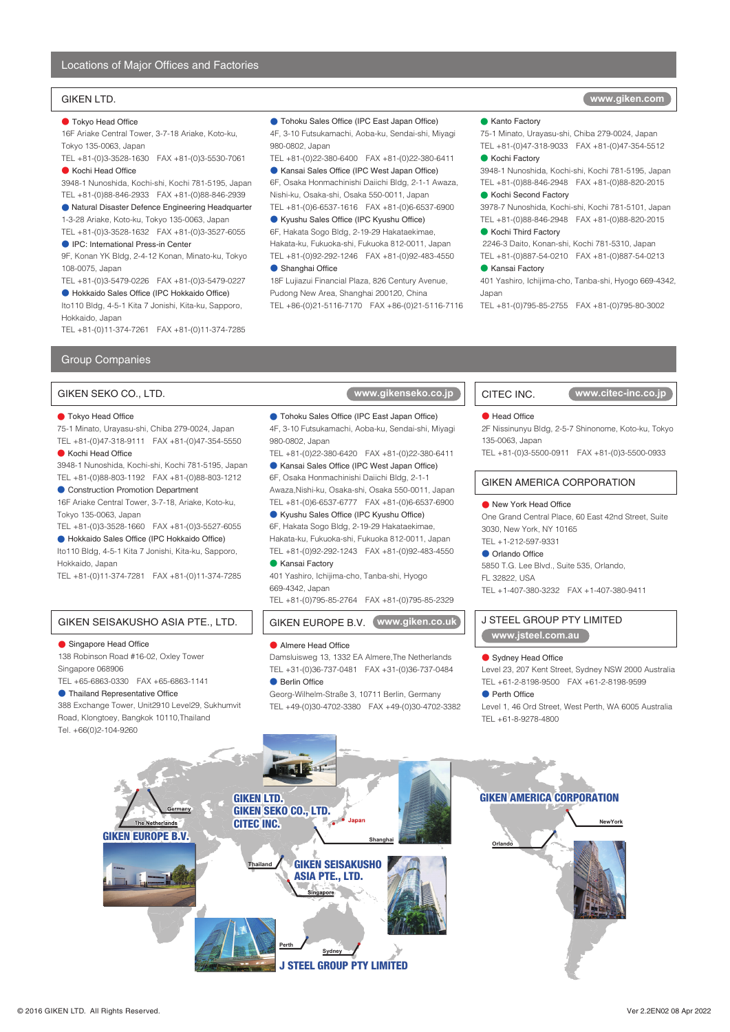## Locations of Major Offices and Factories

### GIKEN LTD.

www.giken.com

**Tokyo Head Office**
16F Ariake Central Tower, 3-7-18 Ariake, Koto-ku, Tokyo 135-0063, Japan
TEL +81-(0)3-3528-1630 FAX +81-(0)3-5530-7061

**Kochi Head Office**
3948-1 Nunoshida, Kochi-shi, Kochi 781-5195, Japan
TEL +81-(0)88-846-2933 FAX +81-(0)88-846-2939

**Natural Disaster Defence Engineering Headquarter**
1-3-28 Ariake, Koto-ku, Tokyo 135-0063, Japan
TEL +81-(0)3-3528-1632 FAX +81-(0)3-3527-6055

**IPC: International Press-in Center**
9F, Konan YK Bldg, 2-4-12 Konan, Minato-ku, Tokyo 108-0075, Japan
TEL +81-(0)3-5479-0226 FAX +81-(0)3-5479-0227

**Hokkaido Sales Office (IPC Hokkaido Office)**
Ito110 Bldg, 4-5-1 Kita 7 Jonishi, Kita-ku, Sapporo, Hokkaido, Japan
TEL +81-(0)11-374-7261 FAX +81-(0)11-374-7285

**Tohoku Sales Office (IPC East Japan Office)**
4F, 3-10 Futsukamachi, Aoba-ku, Sendai-shi, Miyagi 980-0802, Japan
TEL +81-(0)22-380-6400 FAX +81-(0)22-380-6411

**Kansai Sales Office (IPC West Japan Office)**
6F, Osaka Honmachinishi Daiichi Bldg, 2-1-1 Awaza, Nishi-ku, Osaka-shi, Osaka 550-0011, Japan
TEL +81-(0)6-6537-1616 FAX +81-(0)6-6537-6900

**Kyushu Sales Office (IPC Kyushu Office)**
6F, Hakata Sogo Bldg, 2-19-29 Hakataekimae, Hakata-ku, Fukuoka-shi, Fukuoka 812-0011, Japan
TEL +81-(0)92-292-1246 FAX +81-(0)92-483-4550

**Shanghai Office**
18F Lujiazui Financial Plaza, 826 Century Avenue, Pudong New Area, Shanghai 200120, China
TEL +86-(0)21-5116-7170 FAX +86-(0)21-5116-7116

**Kanto Factory**
75-1 Minato, Urayasu-shi, Chiba 279-0024, Japan
TEL +81-(0)47-318-9033 FAX +81-(0)47-354-5512

**Kochi Factory**
3948-1 Nunoshida, Kochi-shi, Kochi 781-5195, Japan
TEL +81-(0)88-846-2948 FAX +81-(0)88-820-2015

**Kochi Second Factory**
3978-7 Nunoshida, Kochi-shi, Kochi 781-5101, Japan
TEL +81-(0)88-846-2948 FAX +81-(0)88-820-2015

**Kochi Third Factory**
2246-3 Daito, Konan-shi, Kochi 781-5310, Japan
TEL +81-(0)887-54-0210 FAX +81-(0)887-54-0213

**Kansai Factory**
401 Yashiro, Ichijima-cho, Tanba-shi, Hyogo 669-4342, Japan
TEL +81-(0)795-85-2755 FAX +81-(0)795-80-3002

## Group Companies

### GIKEN SEKO CO., LTD.

www.gikenseko.co.jp

**Tokyo Head Office**
75-1 Minato, Urayasu-shi, Chiba 279-0024, Japan
TEL +81-(0)47-318-9111 FAX +81-(0)47-354-5550

**Kochi Head Office**
3948-1 Nunoshida, Kochi-shi, Kochi 781-5195, Japan
TEL +81-(0)88-803-1192 FAX +81-(0)88-803-1212

**Construction Promotion Department**
16F Ariake Central Tower, 3-7-18, Ariake, Koto-ku, Tokyo 135-0063, Japan
TEL +81-(0)3-3528-1660 FAX +81-(0)3-5527-6055

**Hokkaido Sales Office (IPC Hokkaido Office)**
Ito110 Bldg, 4-5-1 Kita 7 Jonishi, Kita-ku, Sapporo, Hokkaido, Japan
TEL +81-(0)11-374-7281 FAX +81-(0)11-374-7285

**Tohoku Sales Office (IPC East Japan Office)**
4F, 3-10 Futsukamachi, Aoba-ku, Sendai-shi, Miyagi 980-0802, Japan
TEL +81-(0)22-380-6420 FAX +81-(0)22-380-6411

**Kansai Sales Office (IPC West Japan Office)**
6F, Osaka Honmachinishi Daiichi Bldg, 2-1-1 Awaza,Nishi-ku, Osaka-shi, Osaka 550-0011, Japan
TEL +81-(0)6-6537-6777 FAX +81-(0)6-6537-6900

**Kyushu Sales Office (IPC Kyushu Office)**
6F, Hakata Sogo Bldg, 2-19-29 Hakataekimae, Hakata-ku, Fukuoka-shi, Fukuoka 812-0011, Japan
TEL +81-(0)92-292-1243 FAX +81-(0)92-483-4550

**Kansai Factory**
401 Yashiro, Ichijima-cho, Tanba-shi, Hyogo 669-4342, Japan
TEL +81-(0)795-85-2764 FAX +81-(0)795-85-2329

### CITEC INC.

www.citec-inc.co.jp

**Head Office**
2F Nissinunyu Bldg, 2-5-7 Shinonome, Koto-ku, Tokyo 135-0063, Japan
TEL +81-(0)3-5500-0911 FAX +81-(0)3-5500-0933

### GIKEN AMERICA CORPORATION

**New York Head Office**
One Grand Central Place, 60 East 42nd Street, Suite 3030, New York, NY 10165
TEL +1-212-597-9331

**Orlando Office**
5850 T.G. Lee Blvd., Suite 535, Orlando, FL 32822, USA
TEL +1-407-380-3232 FAX +1-407-380-9411

### GIKEN SEISAKUSHO ASIA PTE., LTD.

**Singapore Head Office**
138 Robinson Road #16-02, Oxley Tower Singapore 068906
TEL +65-6863-0330 FAX +65-6863-1141

**Thailand Representative Office**
388 Exchange Tower, Unit2910 Level29, Sukhumvit Road, Klongtoey, Bangkok 10110,Thailand
Tel. +66(0)2-104-9260

### GIKEN EUROPE B.V.

www.giken.co.uk

**Almere Head Office**
Damsluisweg 13, 1332 EA Almere,The Netherlands
TEL +31-(0)36-737-0481 FAX +31-(0)36-737-0484

**Berlin Office**
Georg-Wilhelm-Straße 3, 10711 Berlin, Germany
TEL +49-(0)30-4702-3380 FAX +49-(0)30-4702-3382

### J STEEL GROUP PTY LIMITED

www.jsteel.com.au

**Sydney Head Office**
Level 23, 207 Kent Street, Sydney NSW 2000 Australia
TEL +61-2-8198-9500 FAX +61-2-8198-9599

**Perth Office**
Level 1, 46 Ord Street, West Perth, WA 6005 Australia
TEL +61-8-9278-4800

GIKEN EUROPE B.V.
Germany
The Netherlands

GIKEN LTD.
GIKEN SEKO CO., LTD.
CITEC INC.
Japan
Shanghai

Thailand
GIKEN SEISAKUSHO ASIA PTE., LTD.
Singapore

Perth
Sydney
J STEEL GROUP PTY LIMITED

GIKEN AMERICA CORPORATION
NewYork
Orlando

© 2016 GIKEN LTD. All Rights Reserved.

Ver 2.2EN02 08 Apr 2022